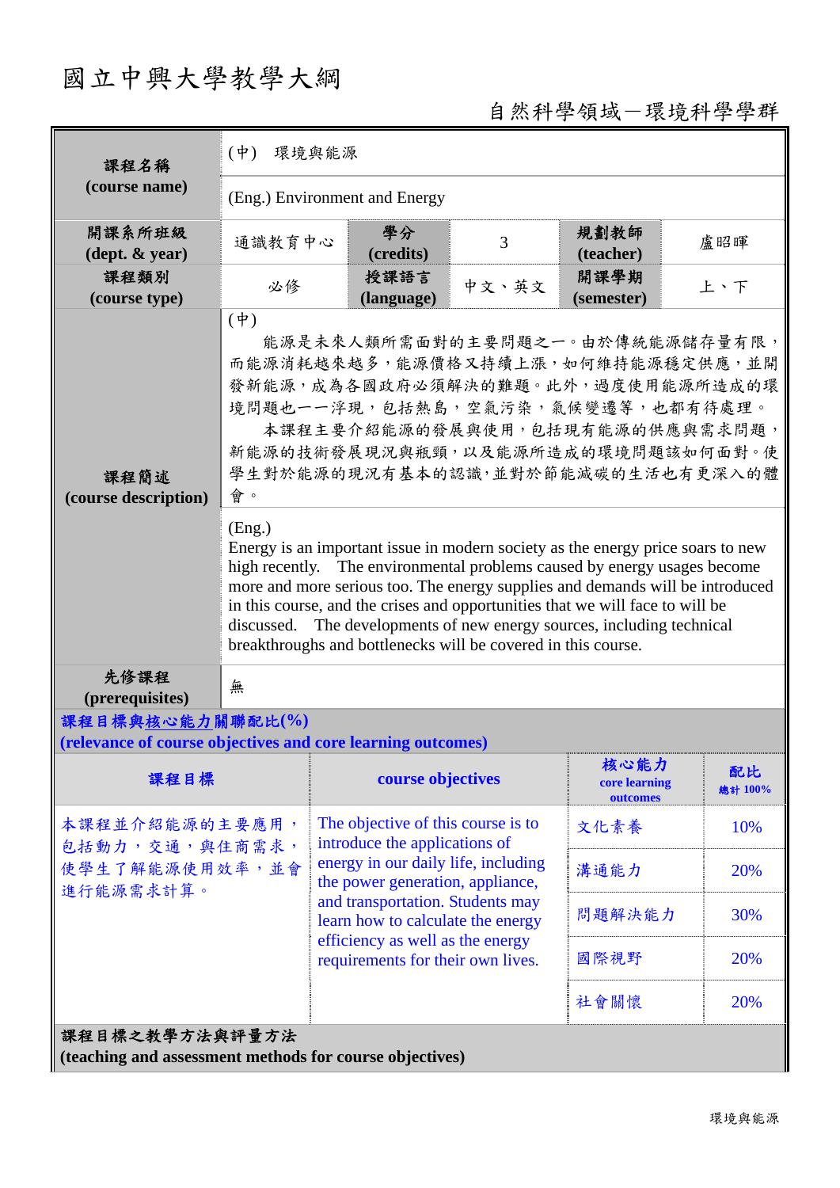# 國立中興大學教學大綱

自然科學領域－環境科學學群

| 課程名稱 (course name) | (中) 環境與能源 | | | | |
|---|---|---|---|---|---|
| | (Eng.) Environment and Energy | | | | |
| 開課系所班級 (dept. & year) | 通識教育中心 | 學分 (credits) | 3 | 規劃教師 (teacher) | 盧昭暉 |
| 課程類別 (course type) | 必修 | 授課語言 (language) | 中文、英文 | 開課學期 (semester) | 上、下 |
| 課程簡述 (course description) | (中)<br>能源是未來人類所需面對的主要問題之一。由於傳統能源儲存量有限，而能源消耗越來越多，能源價格又持續上漲，如何維持能源穩定供應，並開發新能源，成為各國政府必須解決的難題。此外，過度使用能源所造成的環境問題也一一浮現，包括熱島，空氣污染，氣候變遷等，也都有待處理。<br>本課程主要介紹能源的發展與使用，包括現有能源的供應與需求問題，新能源的技術發展現況與瓶頸，以及能源所造成的環境問題該如何面對。使學生對於能源的現況有基本的認識，並對於節能減碳的生活也有更深入的體會。 | | | | |
| | (Eng.)<br>Energy is an important issue in modern society as the energy price soars to new high recently. The environmental problems caused by energy usages become more and more serious too. The energy supplies and demands will be introduced in this course, and the crises and opportunities that we will face to will be discussed. The developments of new energy sources, including technical breakthroughs and bottlenecks will be covered in this course. | | | | |
| 先修課程 (prerequisites) | 無 | | | | |

**課程目標與核心能力關聯配比(%)**
**(relevance of course objectives and core learning outcomes)**

| 課程目標 | course objectives | 核心能力 core learning outcomes | 配比 總計 100% |
|---|---|---|---|
| 本課程並介紹能源的主要應用，包括動力，交通，與住商需求，使學生了解能源使用效率，並會進行能源需求計算。 | The objective of this course is to introduce the applications of energy in our daily life, including the power generation, appliance, and transportation. Students may learn how to calculate the energy efficiency as well as the energy requirements for their own lives. | 文化素養 | 10% |
| | | 溝通能力 | 20% |
| | | 問題解決能力 | 30% |
| | | 國際視野 | 20% |
| | | 社會關懷 | 20% |

**課程目標之教學方法與評量方法**
**(teaching and assessment methods for course objectives)**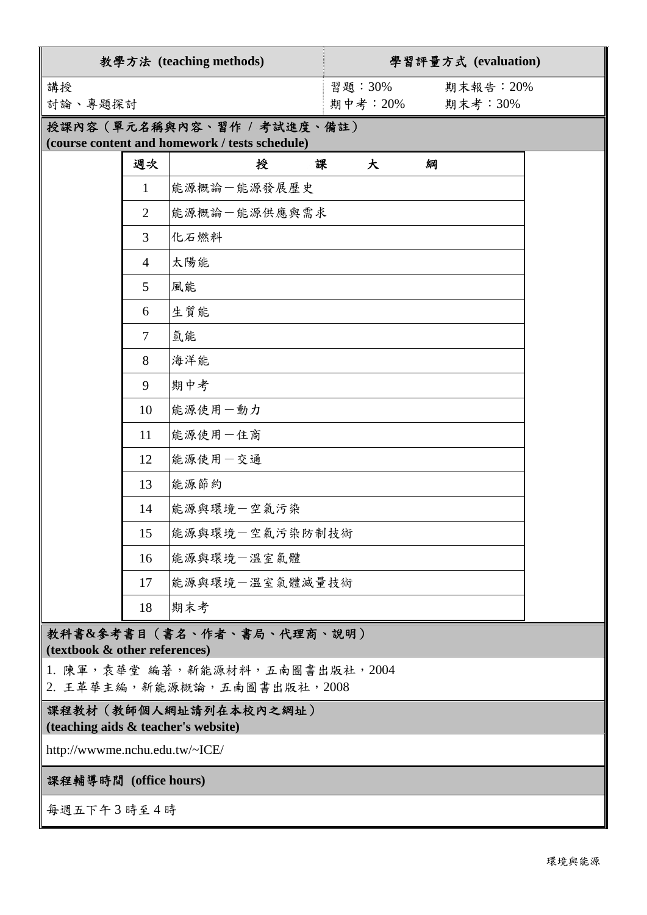| 教學方法 (teaching methods) | 學習評量方式 (evaluation) |
| --- | --- |
| 講授<br>討論、專題探討 | 習題：30%　期末報告：20%<br>期中考：20%　期末考：30% |

## 授課內容（單元名稱與內容、習作 / 考試進度、備註）
**(course content and homework / tests schedule)**

| 週次 | 授　課　大　綱 |
| --- | --- |
| 1 | 能源概論－能源發展歷史 |
| 2 | 能源概論－能源供應與需求 |
| 3 | 化石燃料 |
| 4 | 太陽能 |
| 5 | 風能 |
| 6 | 生質能 |
| 7 | 氫能 |
| 8 | 海洋能 |
| 9 | 期中考 |
| 10 | 能源使用－動力 |
| 11 | 能源使用－住商 |
| 12 | 能源使用－交通 |
| 13 | 能源節約 |
| 14 | 能源與環境－空氣污染 |
| 15 | 能源與環境－空氣污染防制技術 |
| 16 | 能源與環境－溫室氣體 |
| 17 | 能源與環境－溫室氣體減量技術 |
| 18 | 期末考 |

## 教科書&參考書目（書名、作者、書局、代理商、說明）
**(textbook & other references)**

1. 陳軍，袁華堂 編著，新能源材料，五南圖書出版社，2004
2. 王革華主編，新能源概論，五南圖書出版社，2008

## 課程教材（教師個人網址請列在本校內之網址）
**(teaching aids & teacher's website)**

http://wwwme.nchu.edu.tw/~ICE/

## 課程輔導時間 (office hours)

每週五下午 3 時至 4 時